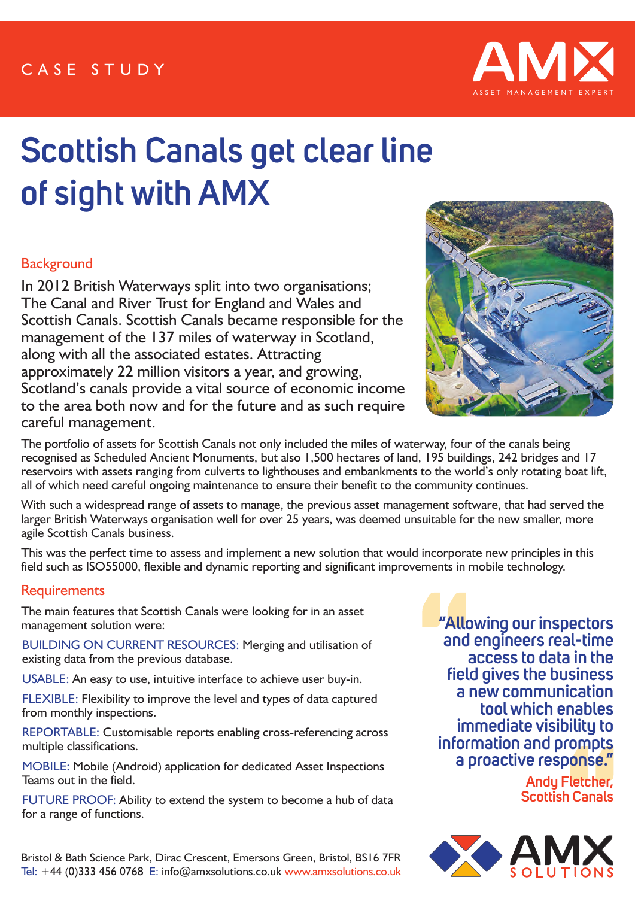CASE STUDY

AMX
ASSET MANAGEMENT EXPERT

# Scottish Canals get clear line of sight with AMX

## Background

In 2012 British Waterways split into two organisations; The Canal and River Trust for England and Wales and Scottish Canals. Scottish Canals became responsible for the management of the 137 miles of waterway in Scotland, along with all the associated estates. Attracting approximately 22 million visitors a year, and growing, Scotland's canals provide a vital source of economic income to the area both now and for the future and as such require careful management.

The portfolio of assets for Scottish Canals not only included the miles of waterway, four of the canals being recognised as Scheduled Ancient Monuments, but also 1,500 hectares of land, 195 buildings, 242 bridges and 17 reservoirs with assets ranging from culverts to lighthouses and embankments to the world's only rotating boat lift, all of which need careful ongoing maintenance to ensure their benefit to the community continues.

With such a widespread range of assets to manage, the previous asset management software, that had served the larger British Waterways organisation well for over 25 years, was deemed unsuitable for the new smaller, more agile Scottish Canals business.

This was the perfect time to assess and implement a new solution that would incorporate new principles in this field such as ISO55000, flexible and dynamic reporting and significant improvements in mobile technology.

## Requirements

The main features that Scottish Canals were looking for in an asset management solution were:

BUILDING ON CURRENT RESOURCES: Merging and utilisation of existing data from the previous database.

USABLE: An easy to use, intuitive interface to achieve user buy-in.

FLEXIBLE: Flexibility to improve the level and types of data captured from monthly inspections.

REPORTABLE: Customisable reports enabling cross-referencing across multiple classifications.

MOBILE: Mobile (Android) application for dedicated Asset Inspections Teams out in the field.

FUTURE PROOF: Ability to extend the system to become a hub of data for a range of functions.

> "Allowing our inspectors and engineers real-time access to data in the field gives the business a new communication tool which enables immediate visibility to information and prompts a proactive response."
>
> Andy Fletcher, Scottish Canals

Bristol & Bath Science Park, Dirac Crescent, Emersons Green, Bristol, BS16 7FR
Tel: +44 (0)333 456 0768 E: info@amxsolutions.co.uk www.amxsolutions.co.uk

AMX SOLUTIONS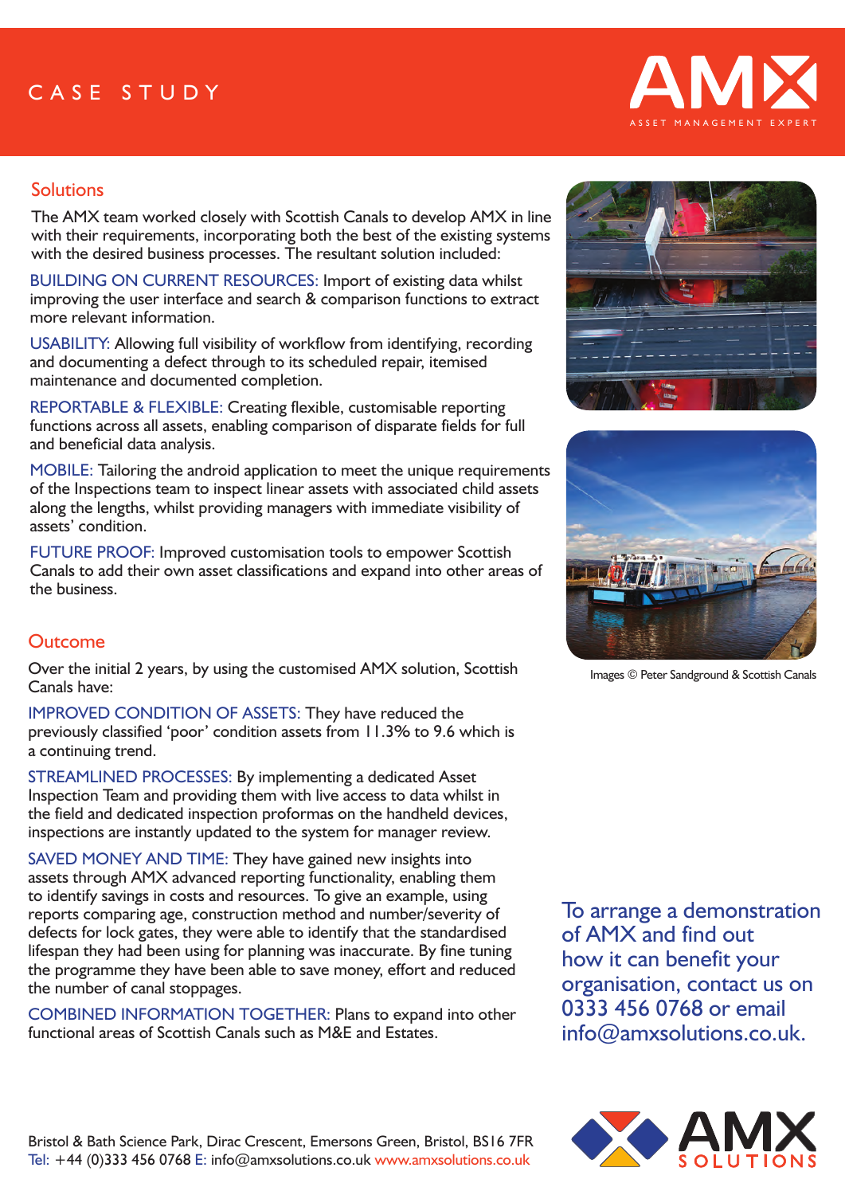CASE STUDY

## Solutions

The AMX team worked closely with Scottish Canals to develop AMX in line with their requirements, incorporating both the best of the existing systems with the desired business processes. The resultant solution included:

BUILDING ON CURRENT RESOURCES: Import of existing data whilst improving the user interface and search & comparison functions to extract more relevant information.

USABILITY: Allowing full visibility of workflow from identifying, recording and documenting a defect through to its scheduled repair, itemised maintenance and documented completion.

REPORTABLE & FLEXIBLE: Creating flexible, customisable reporting functions across all assets, enabling comparison of disparate fields for full and beneficial data analysis.

MOBILE: Tailoring the android application to meet the unique requirements of the Inspections team to inspect linear assets with associated child assets along the lengths, whilst providing managers with immediate visibility of assets' condition.

FUTURE PROOF: Improved customisation tools to empower Scottish Canals to add their own asset classifications and expand into other areas of the business.

## Outcome

Over the initial 2 years, by using the customised AMX solution, Scottish Canals have:

IMPROVED CONDITION OF ASSETS: They have reduced the previously classified 'poor' condition assets from 11.3% to 9.6 which is a continuing trend.

STREAMLINED PROCESSES: By implementing a dedicated Asset Inspection Team and providing them with live access to data whilst in the field and dedicated inspection proformas on the handheld devices, inspections are instantly updated to the system for manager review.

SAVED MONEY AND TIME: They have gained new insights into assets through AMX advanced reporting functionality, enabling them to identify savings in costs and resources. To give an example, using reports comparing age, construction method and number/severity of defects for lock gates, they were able to identify that the standardised lifespan they had been using for planning was inaccurate. By fine tuning the programme they have been able to save money, effort and reduced the number of canal stoppages.

COMBINED INFORMATION TOGETHER: Plans to expand into other functional areas of Scottish Canals such as M&E and Estates.

Images © Peter Sandground & Scottish Canals

To arrange a demonstration of AMX and find out how it can benefit your organisation, contact us on 0333 456 0768 or email info@amxsolutions.co.uk.

Bristol & Bath Science Park, Dirac Crescent, Emersons Green, Bristol, BS16 7FR
Tel: +44 (0)333 456 0768 E: info@amxsolutions.co.uk www.amxsolutions.co.uk